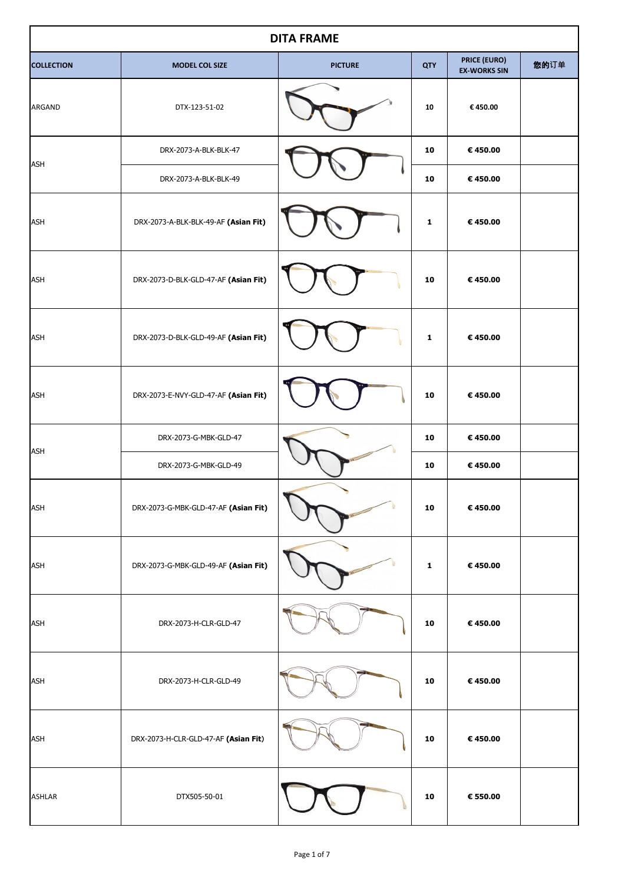## DITA FRAME

| COLLECTION | MODEL COL SIZE | PICTURE | QTY | PRICE (EURO) EX-WORKS SIN | 您的订单 |
|---|---|---|---|---|---|
| ARGAND | DTX-123-51-02 | | 10 | € 450.00 | |
| ASH | DRX-2073-A-BLK-BLK-47 | | 10 | € 450.00 | |
| | DRX-2073-A-BLK-BLK-49 | | 10 | € 450.00 | |
| ASH | DRX-2073-A-BLK-BLK-49-AF **(Asian Fit)** | | 1 | € 450.00 | |
| ASH | DRX-2073-D-BLK-GLD-47-AF **(Asian Fit)** | | 10 | € 450.00 | |
| ASH | DRX-2073-D-BLK-GLD-49-AF **(Asian Fit)** | | 1 | € 450.00 | |
| ASH | DRX-2073-E-NVY-GLD-47-AF **(Asian Fit)** | | 10 | € 450.00 | |
| ASH | DRX-2073-G-MBK-GLD-47 | | 10 | € 450.00 | |
| | DRX-2073-G-MBK-GLD-49 | | 10 | € 450.00 | |
| ASH | DRX-2073-G-MBK-GLD-47-AF **(Asian Fit)** | | 10 | € 450.00 | |
| ASH | DRX-2073-G-MBK-GLD-49-AF **(Asian Fit)** | | 1 | € 450.00 | |
| ASH | DRX-2073-H-CLR-GLD-47 | | 10 | € 450.00 | |
| ASH | DRX-2073-H-CLR-GLD-49 | | 10 | € 450.00 | |
| ASH | DRX-2073-H-CLR-GLD-47-AF **(Asian Fit)** | | 10 | € 450.00 | |
| ASHLAR | DTX505-50-01 | | 10 | € 550.00 | |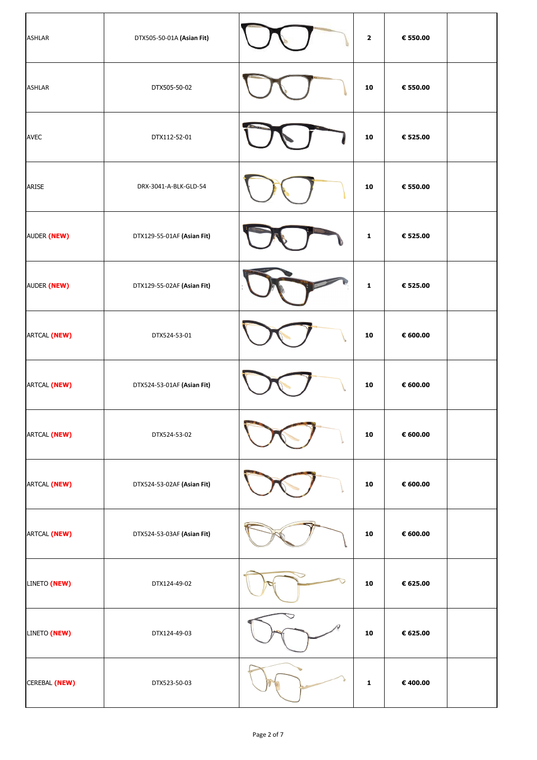| | | | | | |
|---|---|---|---|---|---|
| ASHLAR | DTX505-50-01A **(Asian Fit)** | | **2** | **€ 550.00** | |
| ASHLAR | DTX505-50-02 | | **10** | **€ 550.00** | |
| AVEC | DTX112-52-01 | | **10** | **€ 525.00** | |
| ARISE | DRX-3041-A-BLK-GLD-54 | | **10** | **€ 550.00** | |
| AUDER **(NEW)** | DTX129-55-01AF **(Asian Fit)** | | **1** | **€ 525.00** | |
| AUDER **(NEW)** | DTX129-55-02AF **(Asian Fit)** | | **1** | **€ 525.00** | |
| ARTCAL **(NEW)** | DTX524-53-01 | | **10** | **€ 600.00** | |
| ARTCAL **(NEW)** | DTX524-53-01AF **(Asian Fit)** | | **10** | **€ 600.00** | |
| ARTCAL **(NEW)** | DTX524-53-02 | | **10** | **€ 600.00** | |
| ARTCAL **(NEW)** | DTX524-53-02AF **(Asian Fit)** | | **10** | **€ 600.00** | |
| ARTCAL **(NEW)** | DTX524-53-03AF **(Asian Fit)** | | **10** | **€ 600.00** | |
| LINETO **(NEW)** | DTX124-49-02 | | **10** | **€ 625.00** | |
| LINETO **(NEW)** | DTX124-49-03 | | **10** | **€ 625.00** | |
| CEREBAL **(NEW)** | DTX523-50-03 | | **1** | **€ 400.00** | |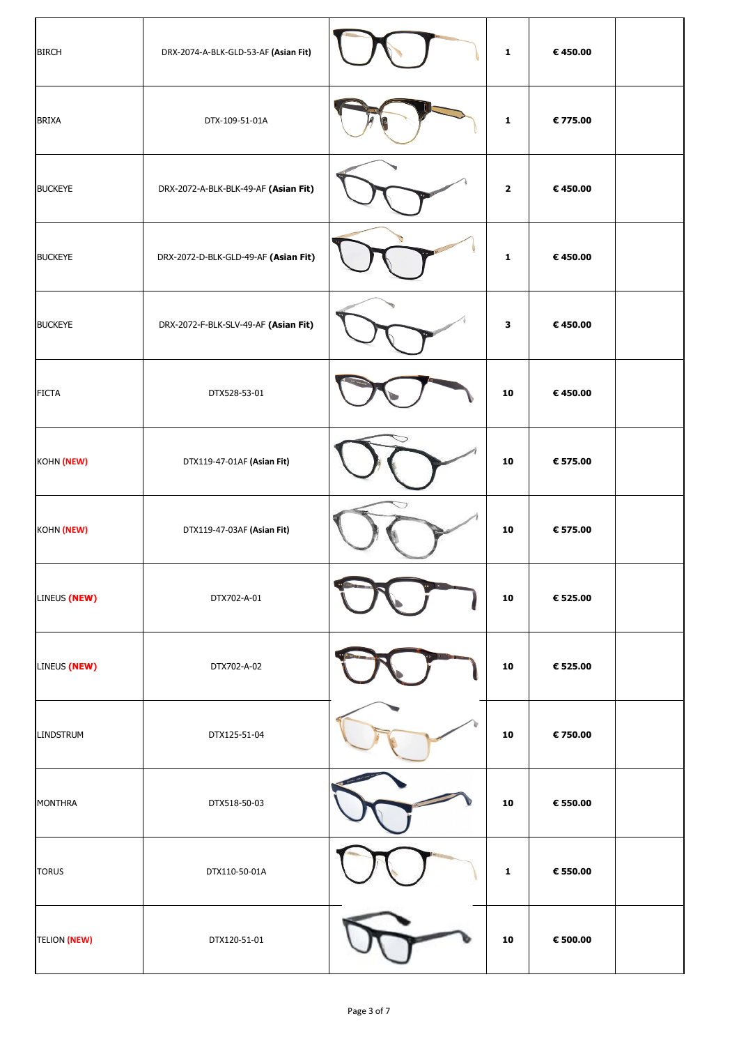| | | | | | |
|---|---|---|---|---|---|
| BIRCH | DRX-2074-A-BLK-GLD-53-AF **(Asian Fit)** | | **1** | **€ 450.00** | |
| BRIXA | DTX-109-51-01A | | **1** | **€ 775.00** | |
| BUCKEYE | DRX-2072-A-BLK-BLK-49-AF **(Asian Fit)** | | **2** | **€ 450.00** | |
| BUCKEYE | DRX-2072-D-BLK-GLD-49-AF **(Asian Fit)** | | **1** | **€ 450.00** | |
| BUCKEYE | DRX-2072-F-BLK-SLV-49-AF **(Asian Fit)** | | **3** | **€ 450.00** | |
| FICTA | DTX528-53-01 | | **10** | **€ 450.00** | |
| KOHN **(NEW)** | DTX119-47-01AF **(Asian Fit)** | | **10** | **€ 575.00** | |
| KOHN **(NEW)** | DTX119-47-03AF **(Asian Fit)** | | **10** | **€ 575.00** | |
| LINEUS **(NEW)** | DTX702-A-01 | | **10** | **€ 525.00** | |
| LINEUS **(NEW)** | DTX702-A-02 | | **10** | **€ 525.00** | |
| LINDSTRUM | DTX125-51-04 | | **10** | **€ 750.00** | |
| MONTHRA | DTX518-50-03 | | **10** | **€ 550.00** | |
| TORUS | DTX110-50-01A | | **1** | **€ 550.00** | |
| TELION **(NEW)** | DTX120-51-01 | | **10** | **€ 500.00** | |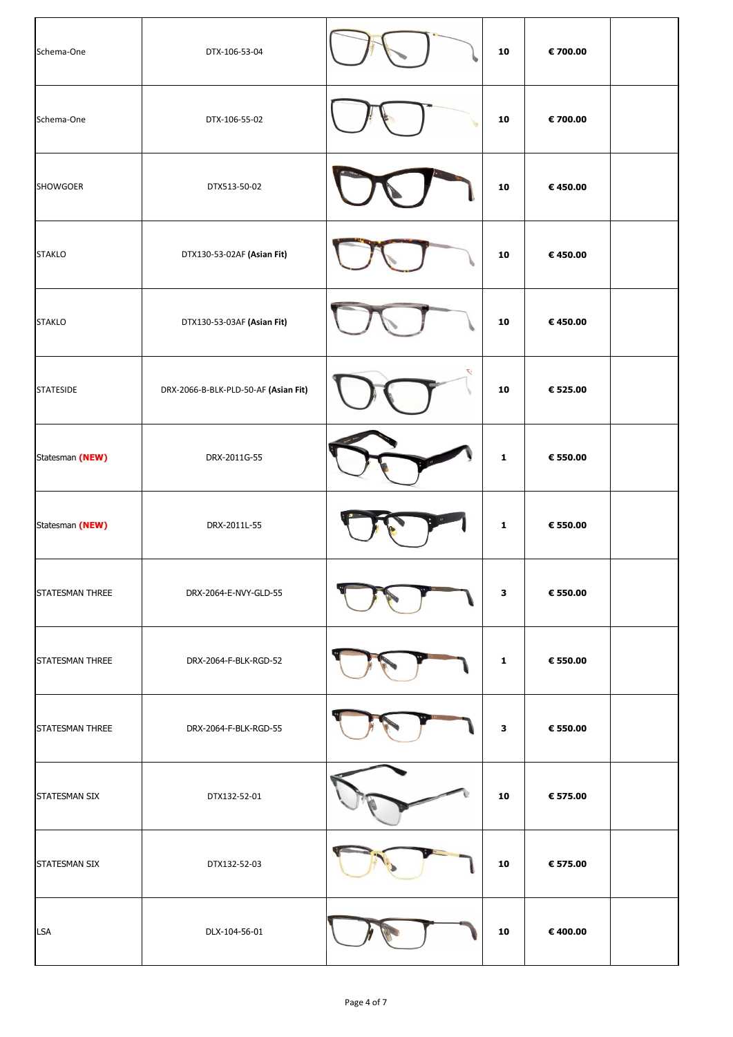| | | | | | |
|---|---|---|---|---|---|
| Schema-One | DTX-106-53-04 | | **10** | **€ 700.00** | |
| Schema-One | DTX-106-55-02 | | **10** | **€ 700.00** | |
| SHOWGOER | DTX513-50-02 | | **10** | **€ 450.00** | |
| STAKLO | DTX130-53-02AF **(Asian Fit)** | | **10** | **€ 450.00** | |
| STAKLO | DTX130-53-03AF **(Asian Fit)** | | **10** | **€ 450.00** | |
| STATESIDE | DRX-2066-B-BLK-PLD-50-AF **(Asian Fit)** | | **10** | **€ 525.00** | |
| Statesman **(NEW)** | DRX-2011G-55 | | **1** | **€ 550.00** | |
| Statesman **(NEW)** | DRX-2011L-55 | | **1** | **€ 550.00** | |
| STATESMAN THREE | DRX-2064-E-NVY-GLD-55 | | **3** | **€ 550.00** | |
| STATESMAN THREE | DRX-2064-F-BLK-RGD-52 | | **1** | **€ 550.00** | |
| STATESMAN THREE | DRX-2064-F-BLK-RGD-55 | | **3** | **€ 550.00** | |
| STATESMAN SIX | DTX132-52-01 | | **10** | **€ 575.00** | |
| STATESMAN SIX | DTX132-52-03 | | **10** | **€ 575.00** | |
| LSA | DLX-104-56-01 | | **10** | **€ 400.00** | |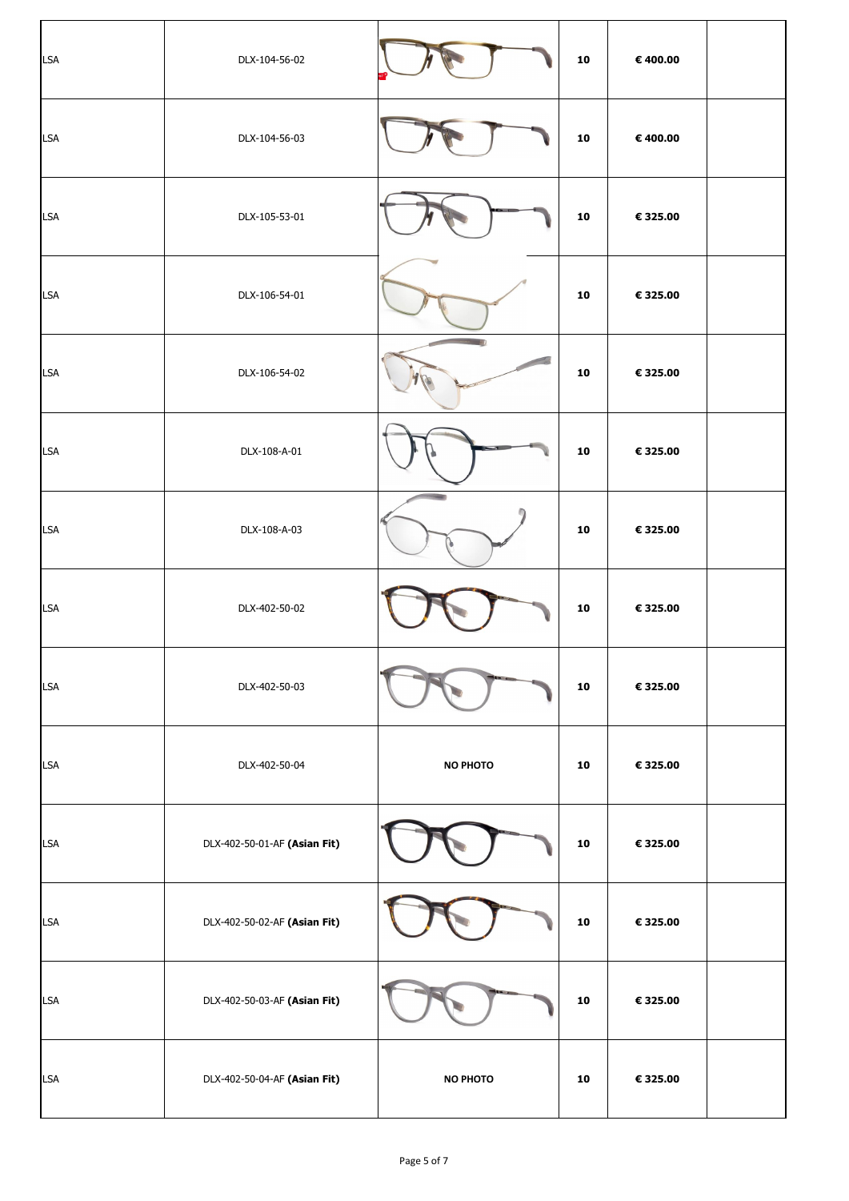| | | | | | |
|---|---|---|---|---|---|
| LSA | DLX-104-56-02 | | **10** | **€ 400.00** | |
| LSA | DLX-104-56-03 | | **10** | **€ 400.00** | |
| LSA | DLX-105-53-01 | | **10** | **€ 325.00** | |
| LSA | DLX-106-54-01 | | **10** | **€ 325.00** | |
| LSA | DLX-106-54-02 | | **10** | **€ 325.00** | |
| LSA | DLX-108-A-01 | | **10** | **€ 325.00** | |
| LSA | DLX-108-A-03 | | **10** | **€ 325.00** | |
| LSA | DLX-402-50-02 | | **10** | **€ 325.00** | |
| LSA | DLX-402-50-03 | | **10** | **€ 325.00** | |
| LSA | DLX-402-50-04 | **NO PHOTO** | **10** | **€ 325.00** | |
| LSA | DLX-402-50-01-AF **(Asian Fit)** | | **10** | **€ 325.00** | |
| LSA | DLX-402-50-02-AF **(Asian Fit)** | | **10** | **€ 325.00** | |
| LSA | DLX-402-50-03-AF **(Asian Fit)** | | **10** | **€ 325.00** | |
| LSA | DLX-402-50-04-AF **(Asian Fit)** | **NO PHOTO** | **10** | **€ 325.00** | |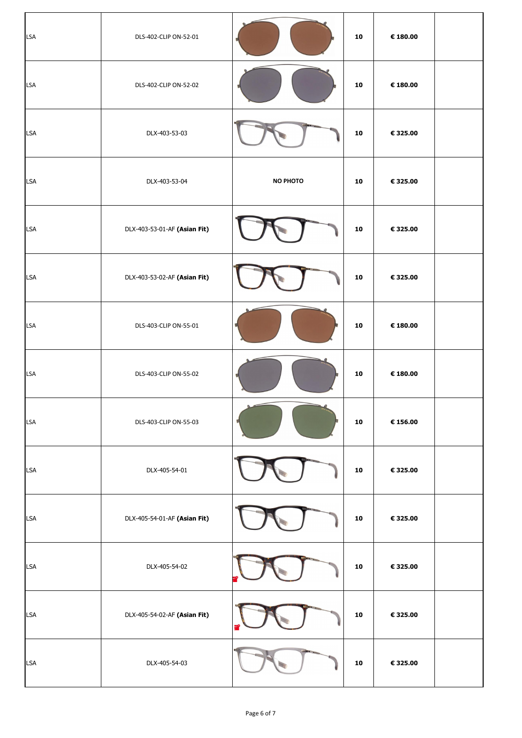| | | | | | |
|---|---|---|---|---|---|
| LSA | DLS-402-CLIP ON-52-01 | | 10 | € 180.00 | |
| LSA | DLS-402-CLIP ON-52-02 | | 10 | € 180.00 | |
| LSA | DLX-403-53-03 | | 10 | € 325.00 | |
| LSA | DLX-403-53-04 | **NO PHOTO** | 10 | € 325.00 | |
| LSA | DLX-403-53-01-AF **(Asian Fit)** | | 10 | € 325.00 | |
| LSA | DLX-403-53-02-AF **(Asian Fit)** | | 10 | € 325.00 | |
| LSA | DLS-403-CLIP ON-55-01 | | 10 | € 180.00 | |
| LSA | DLS-403-CLIP ON-55-02 | | 10 | € 180.00 | |
| LSA | DLS-403-CLIP ON-55-03 | | 10 | € 156.00 | |
| LSA | DLX-405-54-01 | | 10 | € 325.00 | |
| LSA | DLX-405-54-01-AF **(Asian Fit)** | | 10 | € 325.00 | |
| LSA | DLX-405-54-02 | | 10 | € 325.00 | |
| LSA | DLX-405-54-02-AF **(Asian Fit)** | | 10 | € 325.00 | |
| LSA | DLX-405-54-03 | | 10 | € 325.00 | |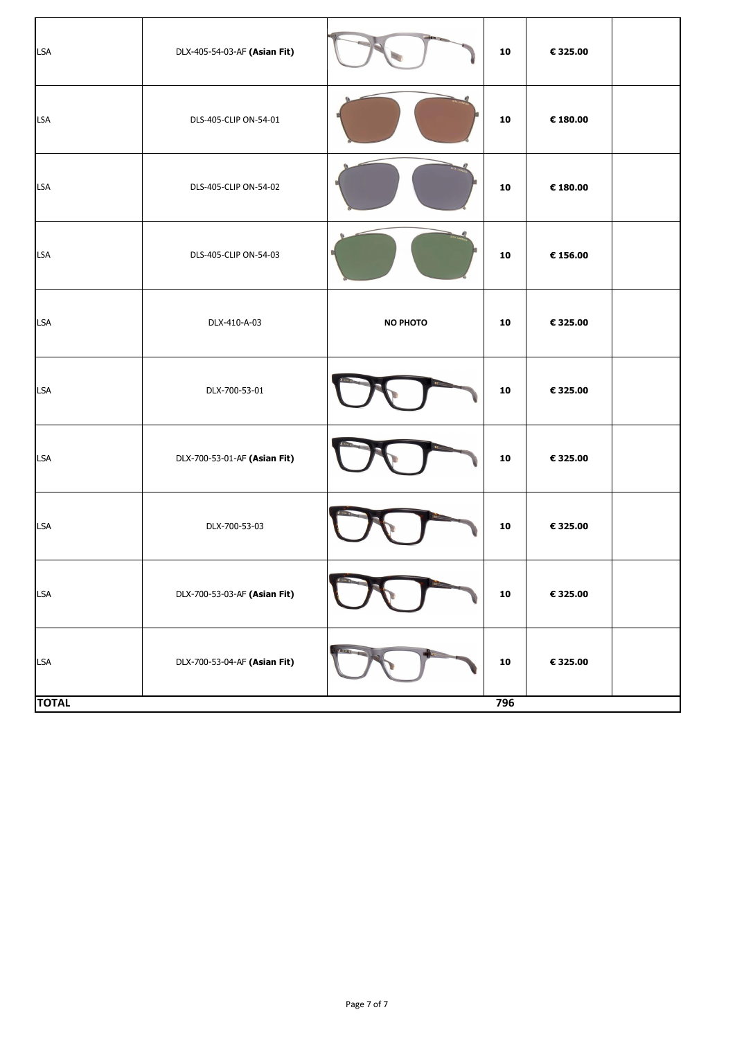| | | | | | |
|---|---|---|---|---|---|
| LSA | DLX-405-54-03-AF **(Asian Fit)** | | **10** | **€ 325.00** | |
| LSA | DLS-405-CLIP ON-54-01 | | **10** | **€ 180.00** | |
| LSA | DLS-405-CLIP ON-54-02 | | **10** | **€ 180.00** | |
| LSA | DLS-405-CLIP ON-54-03 | | **10** | **€ 156.00** | |
| LSA | DLX-410-A-03 | **NO PHOTO** | **10** | **€ 325.00** | |
| LSA | DLX-700-53-01 | | **10** | **€ 325.00** | |
| LSA | DLX-700-53-01-AF **(Asian Fit)** | | **10** | **€ 325.00** | |
| LSA | DLX-700-53-03 | | **10** | **€ 325.00** | |
| LSA | DLX-700-53-03-AF **(Asian Fit)** | | **10** | **€ 325.00** | |
| LSA | DLX-700-53-04-AF **(Asian Fit)** | | **10** | **€ 325.00** | |
| **TOTAL** | | | **796** | | |